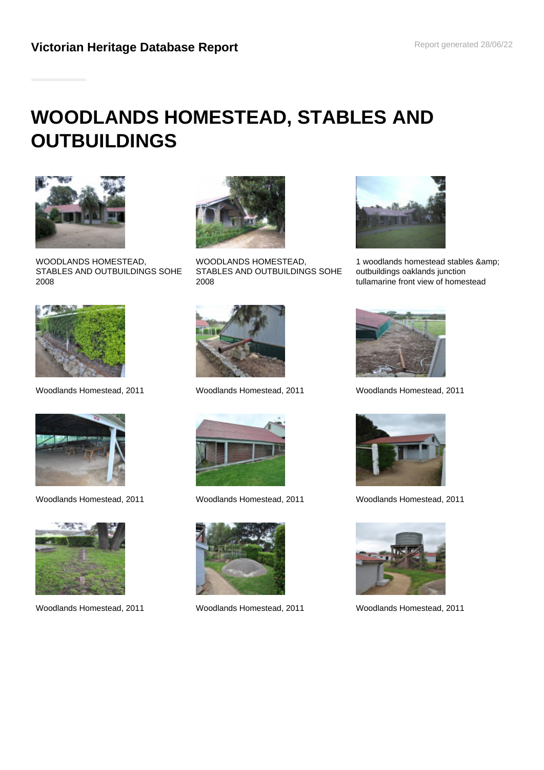# WOODLANDS HOMESTEAD, STABLES AND OUTBUILDINGS

WOODLANDS HOMESTEAD, STABLES AND OUTBUILDINGS SOHE 2008

WOODLANDS HOMESTEAD, STABLES AND OUTBUILDINGS SOHE 2008

1 woodlands homestead stables &amp; outbuildings oaklands junction tullamarine front view of homestead

Woodlands Homestead, 2011

Woodlands Homestead, 2011

Woodlands Homestead, 2011

Woodlands Homestead, 2011

Woodlands Homestead, 2011

Woodlands Homestead, 2011

Woodlands Homestead, 2011

Woodlands Homestead, 2011

Woodlands Homestead, 2011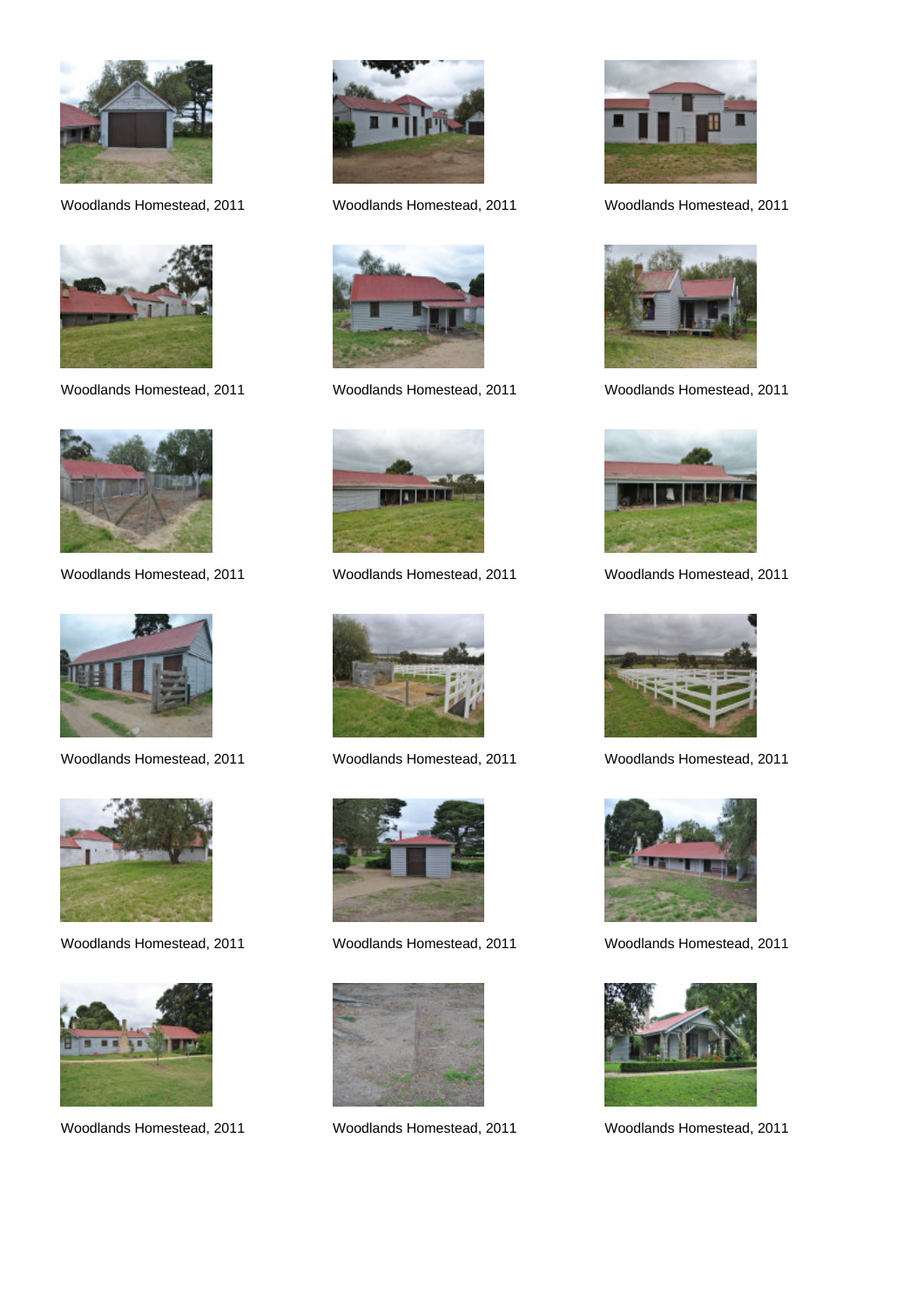Woodlands Homestead, 2011

Woodlands Homestead, 2011

Woodlands Homestead, 2011

Woodlands Homestead, 2011

Woodlands Homestead, 2011

Woodlands Homestead, 2011

Woodlands Homestead, 2011

Woodlands Homestead, 2011

Woodlands Homestead, 2011

Woodlands Homestead, 2011

Woodlands Homestead, 2011

Woodlands Homestead, 2011

Woodlands Homestead, 2011

Woodlands Homestead, 2011

Woodlands Homestead, 2011

Woodlands Homestead, 2011

Woodlands Homestead, 2011

Woodlands Homestead, 2011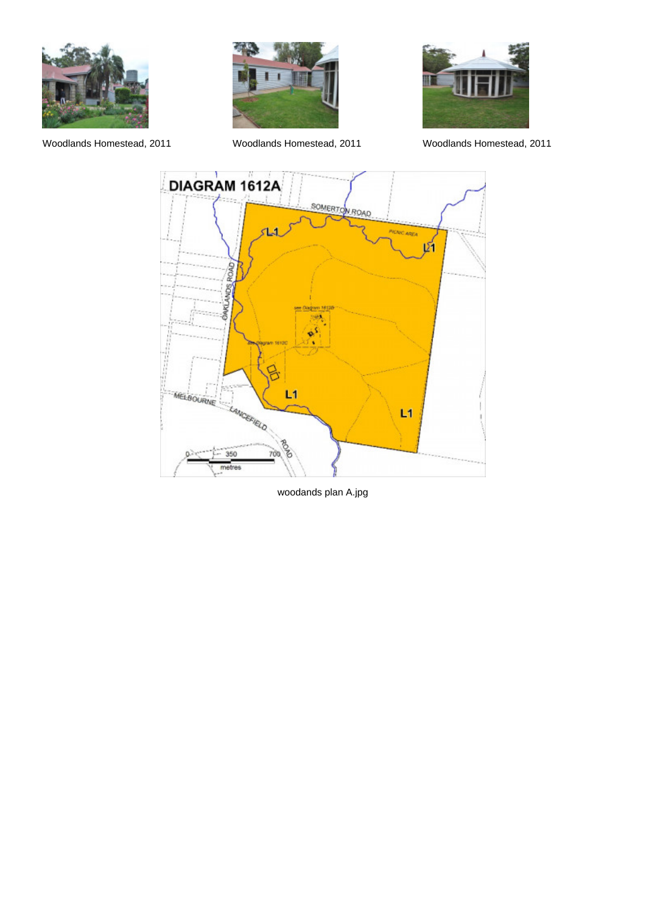Woodlands Homestead, 2011

Woodlands Homestead, 2011

Woodlands Homestead, 2011

woodands plan A.jpg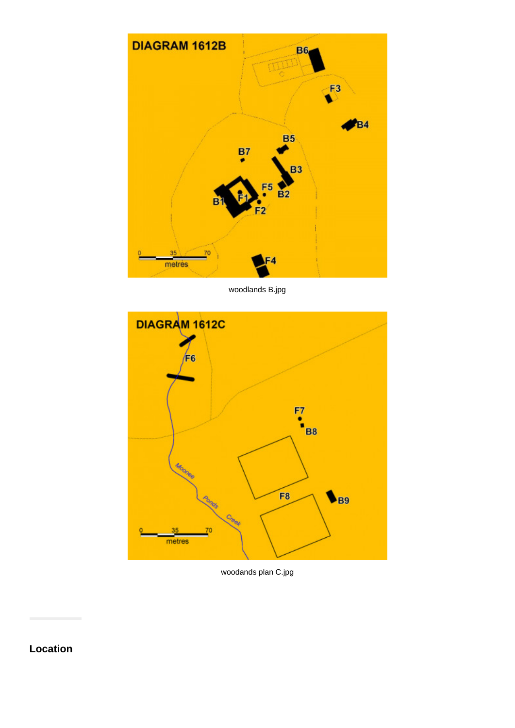woodlands B.jpg

woodands plan C.jpg

## Location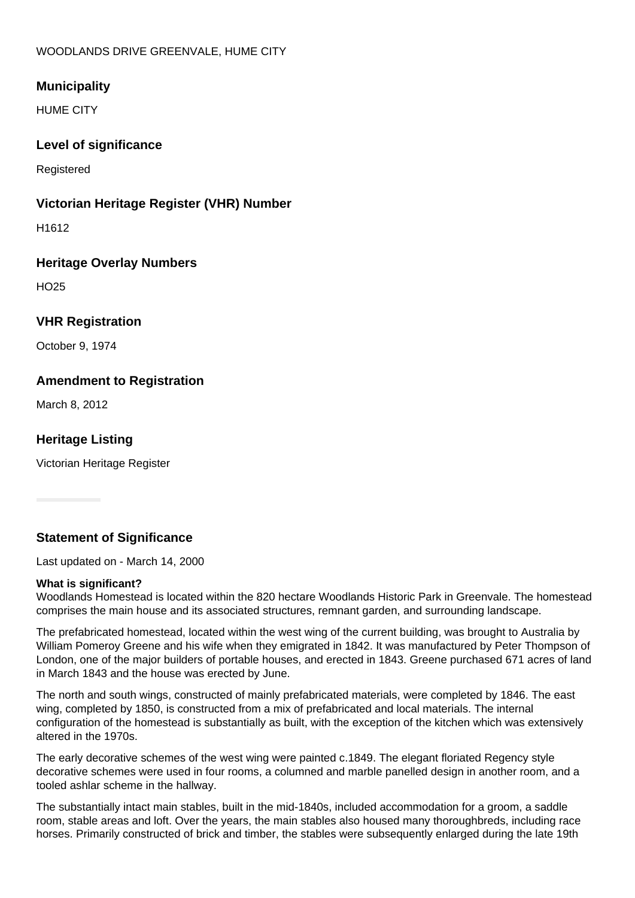WOODLANDS DRIVE GREENVALE, HUME CITY

### Municipality

HUME CITY

### Level of significance

Registered

### Victorian Heritage Register (VHR) Number

H1612

### Heritage Overlay Numbers

HO25

### VHR Registration

October 9, 1974

### Amendment to Registration

March 8, 2012

### Heritage Listing

Victorian Heritage Register

### Statement of Significance

Last updated on - March 14, 2000

**What is significant?**
Woodlands Homestead is located within the 820 hectare Woodlands Historic Park in Greenvale. The homestead comprises the main house and its associated structures, remnant garden, and surrounding landscape.

The prefabricated homestead, located within the west wing of the current building, was brought to Australia by William Pomeroy Greene and his wife when they emigrated in 1842. It was manufactured by Peter Thompson of London, one of the major builders of portable houses, and erected in 1843. Greene purchased 671 acres of land in March 1843 and the house was erected by June.

The north and south wings, constructed of mainly prefabricated materials, were completed by 1846. The east wing, completed by 1850, is constructed from a mix of prefabricated and local materials. The internal configuration of the homestead is substantially as built, with the exception of the kitchen which was extensively altered in the 1970s.

The early decorative schemes of the west wing were painted c.1849. The elegant floriated Regency style decorative schemes were used in four rooms, a columned and marble panelled design in another room, and a tooled ashlar scheme in the hallway.

The substantially intact main stables, built in the mid-1840s, included accommodation for a groom, a saddle room, stable areas and loft. Over the years, the main stables also housed many thoroughbreds, including race horses. Primarily constructed of brick and timber, the stables were subsequently enlarged during the late 19th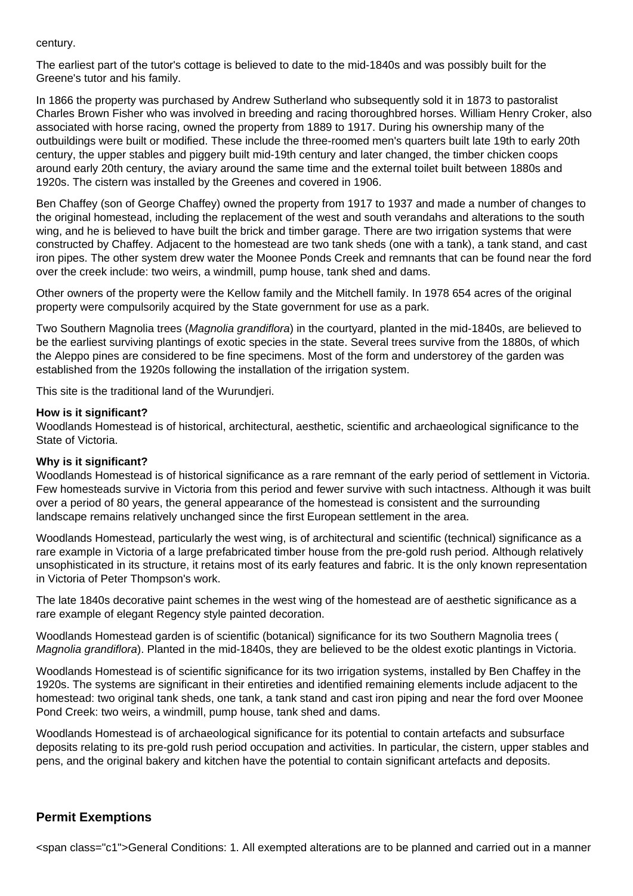century.

The earliest part of the tutor's cottage is believed to date to the mid-1840s and was possibly built for the Greene's tutor and his family.

In 1866 the property was purchased by Andrew Sutherland who subsequently sold it in 1873 to pastoralist Charles Brown Fisher who was involved in breeding and racing thoroughbred horses. William Henry Croker, also associated with horse racing, owned the property from 1889 to 1917. During his ownership many of the outbuildings were built or modified. These include the three-roomed men's quarters built late 19th to early 20th century, the upper stables and piggery built mid-19th century and later changed, the timber chicken coops around early 20th century, the aviary around the same time and the external toilet built between 1880s and 1920s. The cistern was installed by the Greenes and covered in 1906.

Ben Chaffey (son of George Chaffey) owned the property from 1917 to 1937 and made a number of changes to the original homestead, including the replacement of the west and south verandahs and alterations to the south wing, and he is believed to have built the brick and timber garage. There are two irrigation systems that were constructed by Chaffey. Adjacent to the homestead are two tank sheds (one with a tank), a tank stand, and cast iron pipes. The other system drew water the Moonee Ponds Creek and remnants that can be found near the ford over the creek include: two weirs, a windmill, pump house, tank shed and dams.

Other owners of the property were the Kellow family and the Mitchell family. In 1978 654 acres of the original property were compulsorily acquired by the State government for use as a park.

Two Southern Magnolia trees (*Magnolia grandiflora*) in the courtyard, planted in the mid-1840s, are believed to be the earliest surviving plantings of exotic species in the state. Several trees survive from the 1880s, of which the Aleppo pines are considered to be fine specimens. Most of the form and understorey of the garden was established from the 1920s following the installation of the irrigation system.

This site is the traditional land of the Wurundjeri.

**How is it significant?**
Woodlands Homestead is of historical, architectural, aesthetic, scientific and archaeological significance to the State of Victoria.

**Why is it significant?**
Woodlands Homestead is of historical significance as a rare remnant of the early period of settlement in Victoria. Few homesteads survive in Victoria from this period and fewer survive with such intactness. Although it was built over a period of 80 years, the general appearance of the homestead is consistent and the surrounding landscape remains relatively unchanged since the first European settlement in the area.

Woodlands Homestead, particularly the west wing, is of architectural and scientific (technical) significance as a rare example in Victoria of a large prefabricated timber house from the pre-gold rush period. Although relatively unsophisticated in its structure, it retains most of its early features and fabric. It is the only known representation in Victoria of Peter Thompson's work.

The late 1840s decorative paint schemes in the west wing of the homestead are of aesthetic significance as a rare example of elegant Regency style painted decoration.

Woodlands Homestead garden is of scientific (botanical) significance for its two Southern Magnolia trees ( *Magnolia grandiflora*). Planted in the mid-1840s, they are believed to be the oldest exotic plantings in Victoria.

Woodlands Homestead is of scientific significance for its two irrigation systems, installed by Ben Chaffey in the 1920s. The systems are significant in their entireties and identified remaining elements include adjacent to the homestead: two original tank sheds, one tank, a tank stand and cast iron piping and near the ford over Moonee Pond Creek: two weirs, a windmill, pump house, tank shed and dams.

Woodlands Homestead is of archaeological significance for its potential to contain artefacts and subsurface deposits relating to its pre-gold rush period occupation and activities. In particular, the cistern, upper stables and pens, and the original bakery and kitchen have the potential to contain significant artefacts and deposits.

## Permit Exemptions

<span class="c1">General Conditions: 1. All exempted alterations are to be planned and carried out in a manner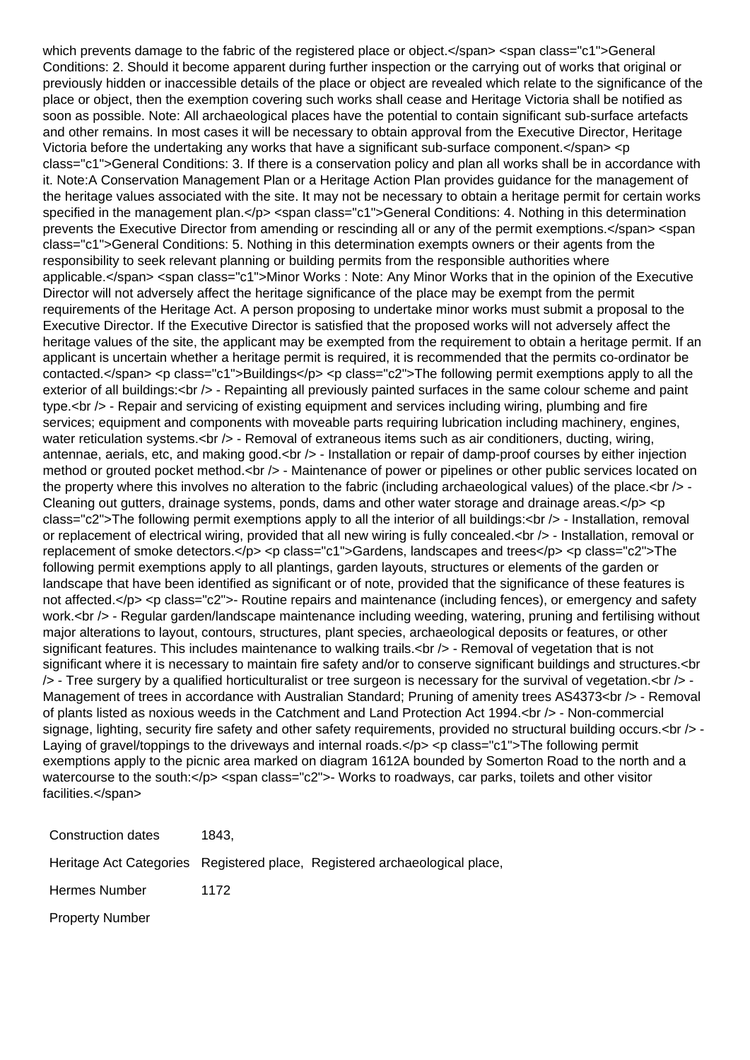which prevents damage to the fabric of the registered place or object.</span> <span class="c1">General Conditions: 2. Should it become apparent during further inspection or the carrying out of works that original or previously hidden or inaccessible details of the place or object are revealed which relate to the significance of the place or object, then the exemption covering such works shall cease and Heritage Victoria shall be notified as soon as possible. Note: All archaeological places have the potential to contain significant sub-surface artefacts and other remains. In most cases it will be necessary to obtain approval from the Executive Director, Heritage Victoria before the undertaking any works that have a significant sub-surface component.</span> <p class="c1">General Conditions: 3. If there is a conservation policy and plan all works shall be in accordance with it. Note:A Conservation Management Plan or a Heritage Action Plan provides guidance for the management of the heritage values associated with the site. It may not be necessary to obtain a heritage permit for certain works specified in the management plan.</p> <span class="c1">General Conditions: 4. Nothing in this determination prevents the Executive Director from amending or rescinding all or any of the permit exemptions.</span> <span class="c1">General Conditions: 5. Nothing in this determination exempts owners or their agents from the responsibility to seek relevant planning or building permits from the responsible authorities where applicable.</span> <span class="c1">Minor Works : Note: Any Minor Works that in the opinion of the Executive Director will not adversely affect the heritage significance of the place may be exempt from the permit requirements of the Heritage Act. A person proposing to undertake minor works must submit a proposal to the Executive Director. If the Executive Director is satisfied that the proposed works will not adversely affect the heritage values of the site, the applicant may be exempted from the requirement to obtain a heritage permit. If an applicant is uncertain whether a heritage permit is required, it is recommended that the permits co-ordinator be contacted.</span> <p class="c1">Buildings</p> <p class="c2">The following permit exemptions apply to all the exterior of all buildings:<br /> - Repainting all previously painted surfaces in the same colour scheme and paint type.<br /> - Repair and servicing of existing equipment and services including wiring, plumbing and fire services; equipment and components with moveable parts requiring lubrication including machinery, engines, water reticulation systems.<br /> - Removal of extraneous items such as air conditioners, ducting, wiring, antennae, aerials, etc, and making good.<br /> - Installation or repair of damp-proof courses by either injection method or grouted pocket method.<br /> - Maintenance of power or pipelines or other public services located on the property where this involves no alteration to the fabric (including archaeological values) of the place.<br /> - Cleaning out gutters, drainage systems, ponds, dams and other water storage and drainage areas.</p> <p class="c2">The following permit exemptions apply to all the interior of all buildings:<br /> - Installation, removal or replacement of electrical wiring, provided that all new wiring is fully concealed.<br /> - Installation, removal or replacement of smoke detectors.</p> <p class="c1">Gardens, landscapes and trees</p> <p class="c2">The following permit exemptions apply to all plantings, garden layouts, structures or elements of the garden or landscape that have been identified as significant or of note, provided that the significance of these features is not affected.</p> <p class="c2">- Routine repairs and maintenance (including fences), or emergency and safety work.<br /> - Regular garden/landscape maintenance including weeding, watering, pruning and fertilising without major alterations to layout, contours, structures, plant species, archaeological deposits or features, or other significant features. This includes maintenance to walking trails.<br /> - Removal of vegetation that is not significant where it is necessary to maintain fire safety and/or to conserve significant buildings and structures.<br /> - Tree surgery by a qualified horticulturalist or tree surgeon is necessary for the survival of vegetation.<br /> - Management of trees in accordance with Australian Standard; Pruning of amenity trees AS4373<br /> - Removal of plants listed as noxious weeds in the Catchment and Land Protection Act 1994.<br /> - Non-commercial signage, lighting, security fire safety and other safety requirements, provided no structural building occurs.<br /> - Laying of gravel/toppings to the driveways and internal roads.</p> <p class="c1">The following permit exemptions apply to the picnic area marked on diagram 1612A bounded by Somerton Road to the north and a watercourse to the south:</p> <span class="c2">- Works to roadways, car parks, toilets and other visitor facilities.</span>

| | |
|---|---|
| Construction dates | 1843, |
| Heritage Act Categories | Registered place, Registered archaeological place, |
| Hermes Number | 1172 |
| Property Number | |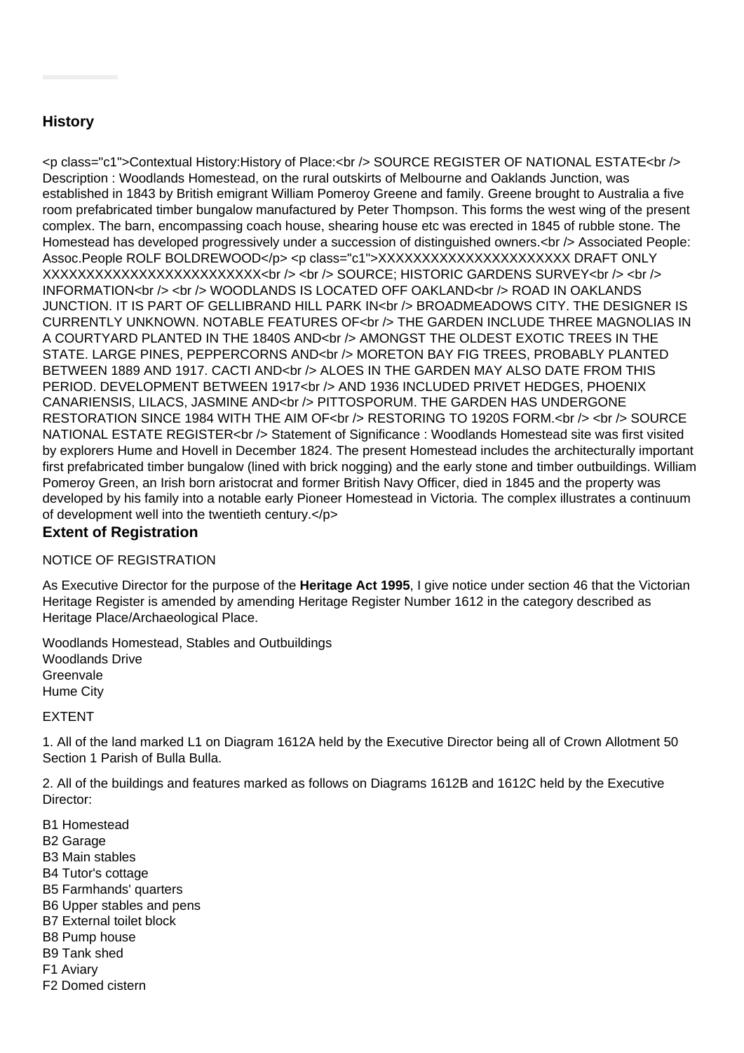## History

<p class="c1">Contextual History:History of Place:<br /> SOURCE REGISTER OF NATIONAL ESTATE<br /> Description : Woodlands Homestead, on the rural outskirts of Melbourne and Oaklands Junction, was established in 1843 by British emigrant William Pomeroy Greene and family. Greene brought to Australia a five room prefabricated timber bungalow manufactured by Peter Thompson. This forms the west wing of the present complex. The barn, encompassing coach house, shearing house etc was erected in 1845 of rubble stone. The Homestead has developed progressively under a succession of distinguished owners.<br /> Associated People: Assoc.People ROLF BOLDREWOOD</p> <p class="c1">XXXXXXXXXXXXXXXXXXXXXX DRAFT ONLY XXXXXXXXXXXXXXXXXXXXXXXXX<br /> <br /> SOURCE; HISTORIC GARDENS SURVEY<br /> <br /> INFORMATION<br /> <br /> WOODLANDS IS LOCATED OFF OAKLAND<br /> ROAD IN OAKLANDS JUNCTION. IT IS PART OF GELLIBRAND HILL PARK IN<br /> BROADMEADOWS CITY. THE DESIGNER IS CURRENTLY UNKNOWN. NOTABLE FEATURES OF<br /> THE GARDEN INCLUDE THREE MAGNOLIAS IN A COURTYARD PLANTED IN THE 1840S AND<br /> AMONGST THE OLDEST EXOTIC TREES IN THE STATE. LARGE PINES, PEPPERCORNS AND<br /> MORETON BAY FIG TREES, PROBABLY PLANTED BETWEEN 1889 AND 1917. CACTI AND<br /> ALOES IN THE GARDEN MAY ALSO DATE FROM THIS PERIOD. DEVELOPMENT BETWEEN 1917<br /> AND 1936 INCLUDED PRIVET HEDGES, PHOENIX CANARIENSIS, LILACS, JASMINE AND<br /> PITTOSPORUM. THE GARDEN HAS UNDERGONE RESTORATION SINCE 1984 WITH THE AIM OF<br /> RESTORING TO 1920S FORM.<br /> <br /> SOURCE NATIONAL ESTATE REGISTER<br /> Statement of Significance : Woodlands Homestead site was first visited by explorers Hume and Hovell in December 1824. The present Homestead includes the architecturally important first prefabricated timber bungalow (lined with brick nogging) and the early stone and timber outbuildings. William Pomeroy Green, an Irish born aristocrat and former British Navy Officer, died in 1845 and the property was developed by his family into a notable early Pioneer Homestead in Victoria. The complex illustrates a continuum of development well into the twentieth century.</p>

## Extent of Registration

NOTICE OF REGISTRATION

As Executive Director for the purpose of the **Heritage Act 1995**, I give notice under section 46 that the Victorian Heritage Register is amended by amending Heritage Register Number 1612 in the category described as Heritage Place/Archaeological Place.

Woodlands Homestead, Stables and Outbuildings
Woodlands Drive
Greenvale
Hume City

EXTENT

1. All of the land marked L1 on Diagram 1612A held by the Executive Director being all of Crown Allotment 50 Section 1 Parish of Bulla Bulla.

2. All of the buildings and features marked as follows on Diagrams 1612B and 1612C held by the Executive Director:

B1 Homestead
B2 Garage
B3 Main stables
B4 Tutor's cottage
B5 Farmhands' quarters
B6 Upper stables and pens
B7 External toilet block
B8 Pump house
B9 Tank shed
F1 Aviary
F2 Domed cistern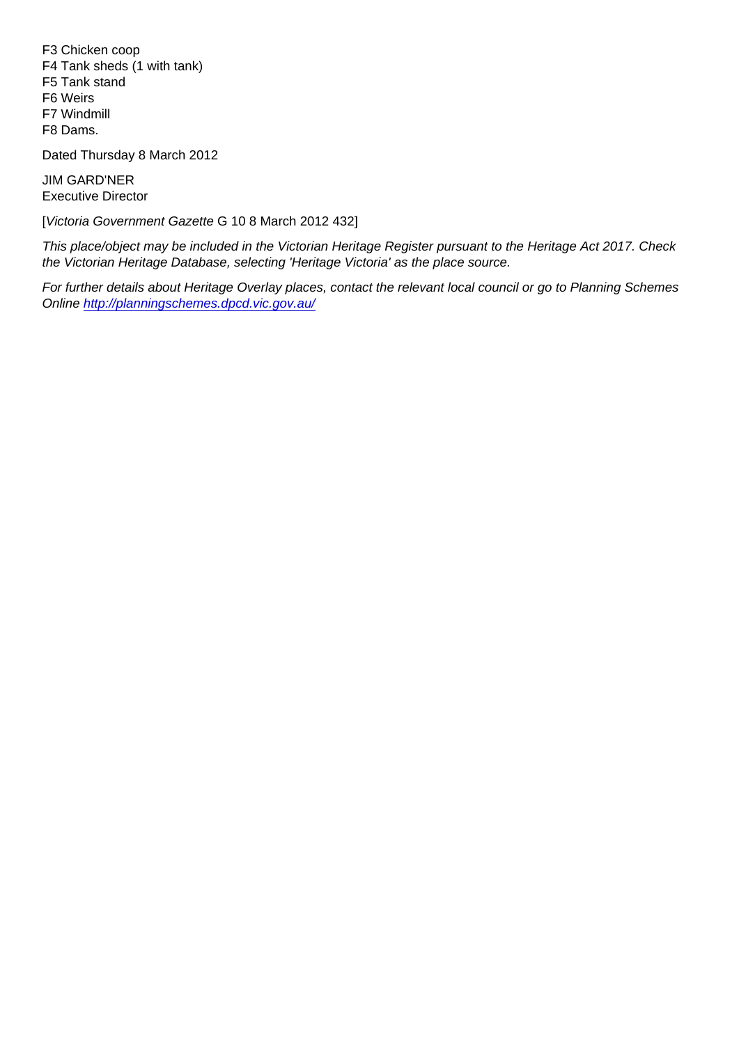F3 Chicken coop
F4 Tank sheds (1 with tank)
F5 Tank stand
F6 Weirs
F7 Windmill
F8 Dams.

Dated Thursday 8 March 2012

JIM GARD'NER
Executive Director

[*Victoria Government Gazette* G 10 8 March 2012 432]

*This place/object may be included in the Victorian Heritage Register pursuant to the Heritage Act 2017. Check the Victorian Heritage Database, selecting 'Heritage Victoria' as the place source.*

*For further details about Heritage Overlay places, contact the relevant local council or go to Planning Schemes Online [http://planningschemes.dpcd.vic.gov.au/](http://planningschemes.dpcd.vic.gov.au/)*